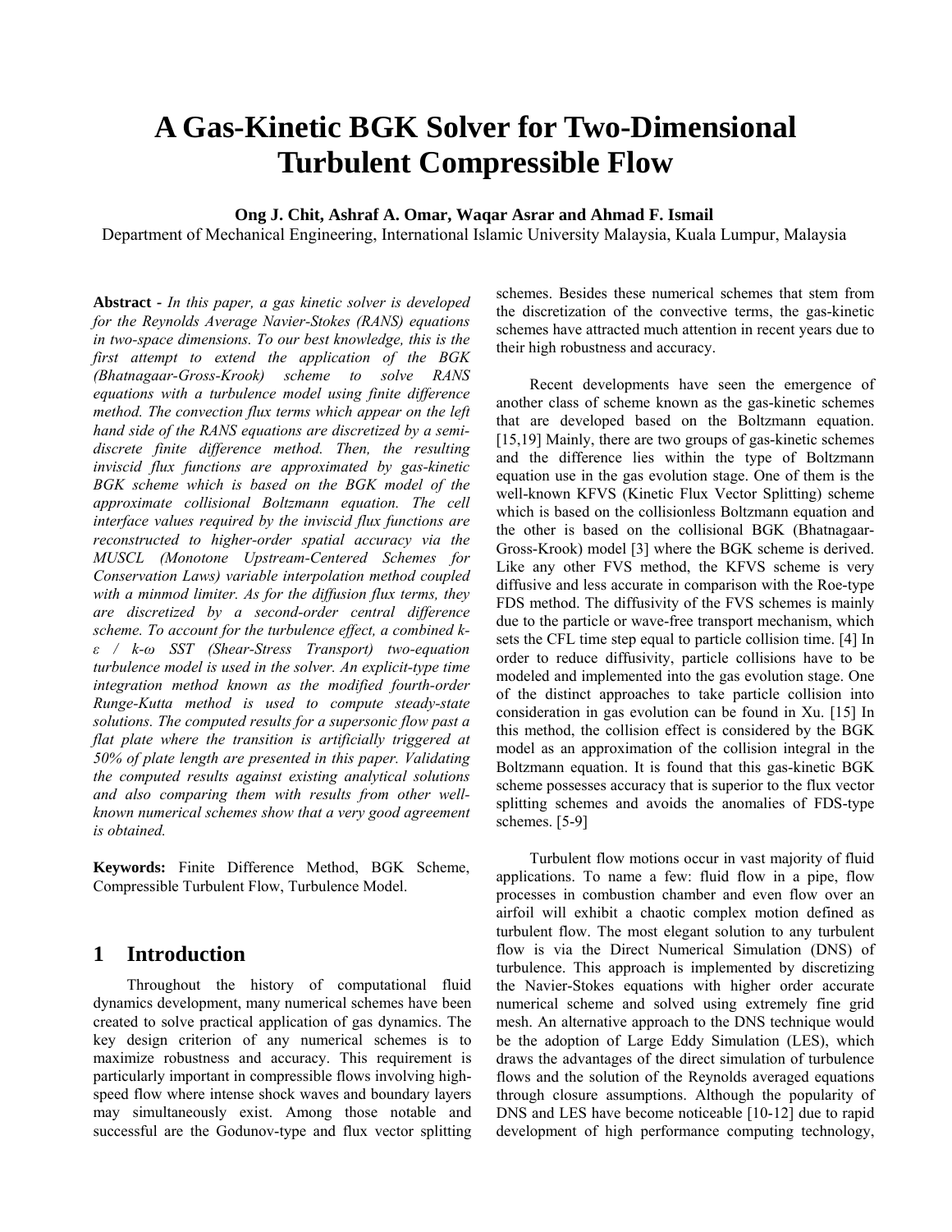# A Gas-Kinetic BGK Solver for Two-Dimensional Turbulent Compressible Flow

**Ong J. Chit, Ashraf A. Omar, Waqar Asrar and Ahmad F. Ismail**

Department of Mechanical Engineering, International Islamic University Malaysia, Kuala Lumpur, Malaysia

**Abstract -** *In this paper, a gas kinetic solver is developed for the Reynolds Average Navier-Stokes (RANS) equations in two-space dimensions. To our best knowledge, this is the first attempt to extend the application of the BGK (Bhatnagaar-Gross-Krook) scheme to solve RANS equations with a turbulence model using finite difference method. The convection flux terms which appear on the left hand side of the RANS equations are discretized by a semi-discrete finite difference method. Then, the resulting inviscid flux functions are approximated by gas-kinetic BGK scheme which is based on the BGK model of the approximate collisional Boltzmann equation. The cell interface values required by the inviscid flux functions are reconstructed to higher-order spatial accuracy via the MUSCL (Monotone Upstream-Centered Schemes for Conservation Laws) variable interpolation method coupled with a minmod limiter. As for the diffusion flux terms, they are discretized by a second-order central difference scheme. To account for the turbulence effect, a combined k-ε / k-ω SST (Shear-Stress Transport) two-equation turbulence model is used in the solver. An explicit-type time integration method known as the modified fourth-order Runge-Kutta method is used to compute steady-state solutions. The computed results for a supersonic flow past a flat plate where the transition is artificially triggered at 50% of plate length are presented in this paper. Validating the computed results against existing analytical solutions and also comparing them with results from other well-known numerical schemes show that a very good agreement is obtained.*

**Keywords:** Finite Difference Method, BGK Scheme, Compressible Turbulent Flow, Turbulence Model.

## 1 Introduction

Throughout the history of computational fluid dynamics development, many numerical schemes have been created to solve practical application of gas dynamics. The key design criterion of any numerical schemes is to maximize robustness and accuracy. This requirement is particularly important in compressible flows involving high-speed flow where intense shock waves and boundary layers may simultaneously exist. Among those notable and successful are the Godunov-type and flux vector splitting schemes. Besides these numerical schemes that stem from the discretization of the convective terms, the gas-kinetic schemes have attracted much attention in recent years due to their high robustness and accuracy.

Recent developments have seen the emergence of another class of scheme known as the gas-kinetic schemes that are developed based on the Boltzmann equation. [15,19] Mainly, there are two groups of gas-kinetic schemes and the difference lies within the type of Boltzmann equation use in the gas evolution stage. One of them is the well-known KFVS (Kinetic Flux Vector Splitting) scheme which is based on the collisionless Boltzmann equation and the other is based on the collisional BGK (Bhatnagaar-Gross-Krook) model [3] where the BGK scheme is derived. Like any other FVS method, the KFVS scheme is very diffusive and less accurate in comparison with the Roe-type FDS method. The diffusivity of the FVS schemes is mainly due to the particle or wave-free transport mechanism, which sets the CFL time step equal to particle collision time. [4] In order to reduce diffusivity, particle collisions have to be modeled and implemented into the gas evolution stage. One of the distinct approaches to take particle collision into consideration in gas evolution can be found in Xu. [15] In this method, the collision effect is considered by the BGK model as an approximation of the collision integral in the Boltzmann equation. It is found that this gas-kinetic BGK scheme possesses accuracy that is superior to the flux vector splitting schemes and avoids the anomalies of FDS-type schemes. [5-9]

Turbulent flow motions occur in vast majority of fluid applications. To name a few: fluid flow in a pipe, flow processes in combustion chamber and even flow over an airfoil will exhibit a chaotic complex motion defined as turbulent flow. The most elegant solution to any turbulent flow is via the Direct Numerical Simulation (DNS) of turbulence. This approach is implemented by discretizing the Navier-Stokes equations with higher order accurate numerical scheme and solved using extremely fine grid mesh. An alternative approach to the DNS technique would be the adoption of Large Eddy Simulation (LES), which draws the advantages of the direct simulation of turbulence flows and the solution of the Reynolds averaged equations through closure assumptions. Although the popularity of DNS and LES have become noticeable [10-12] due to rapid development of high performance computing technology,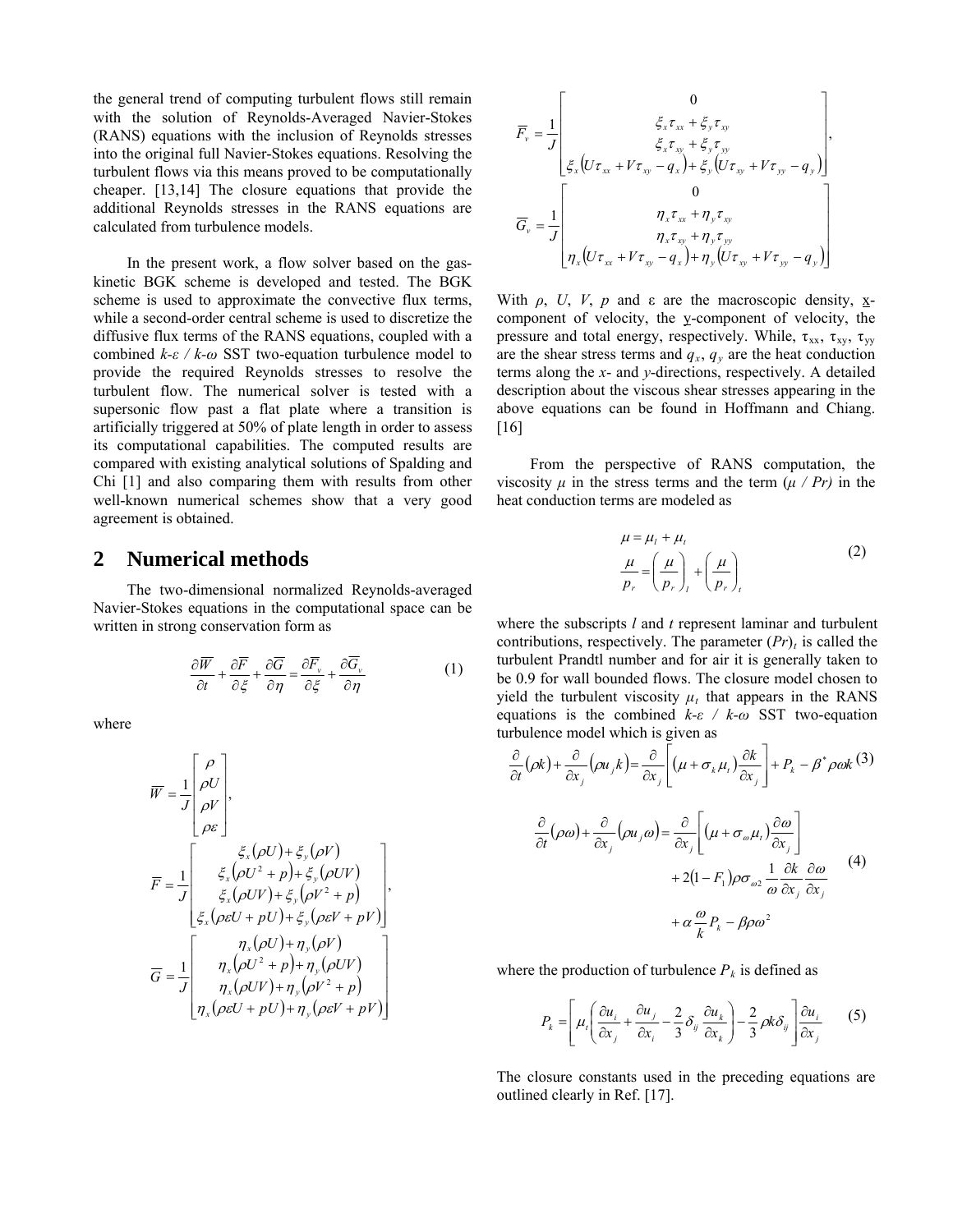the general trend of computing turbulent flows still remain with the solution of Reynolds-Averaged Navier-Stokes (RANS) equations with the inclusion of Reynolds stresses into the original full Navier-Stokes equations. Resolving the turbulent flows via this means proved to be computationally cheaper. [13,14] The closure equations that provide the additional Reynolds stresses in the RANS equations are calculated from turbulence models.

In the present work, a flow solver based on the gas-kinetic BGK scheme is developed and tested. The BGK scheme is used to approximate the convective flux terms, while a second-order central scheme is used to discretize the diffusive flux terms of the RANS equations, coupled with a combined *k-ε / k-ω* SST two-equation turbulence model to provide the required Reynolds stresses to resolve the turbulent flow. The numerical solver is tested with a supersonic flow past a flat plate where a transition is artificially triggered at 50% of plate length in order to assess its computational capabilities. The computed results are compared with existing analytical solutions of Spalding and Chi [1] and also comparing them with results from other well-known numerical schemes show that a very good agreement is obtained.

## 2 Numerical methods

The two-dimensional normalized Reynolds-averaged Navier-Stokes equations in the computational space can be written in strong conservation form as

$$\frac{\partial \overline{W}}{\partial t} + \frac{\partial \overline{F}}{\partial \xi} + \frac{\partial \overline{G}}{\partial \eta} = \frac{\partial \overline{F_v}}{\partial \xi} + \frac{\partial \overline{G_v}}{\partial \eta} \tag{1}$$

where

$$\overline{W} = \frac{1}{J}\begin{bmatrix} \rho \\ \rho U \\ \rho V \\ \rho \varepsilon \end{bmatrix},$$

$$\overline{F} = \frac{1}{J}\begin{bmatrix} \xi_x(\rho U) + \xi_y(\rho V) \\ \xi_x(\rho U^2 + p) + \xi_y(\rho UV) \\ \xi_x(\rho UV) + \xi_y(\rho V^2 + p) \\ \xi_x(\rho \varepsilon U + pU) + \xi_y(\rho \varepsilon V + pV) \end{bmatrix},$$

$$\overline{G} = \frac{1}{J}\begin{bmatrix} \eta_x(\rho U) + \eta_y(\rho V) \\ \eta_x(\rho U^2 + p) + \eta_y(\rho UV) \\ \eta_x(\rho UV) + \eta_y(\rho V^2 + p) \\ \eta_x(\rho \varepsilon U + pU) + \eta_y(\rho \varepsilon V + pV) \end{bmatrix}$$

$$\overline{F_v} = \frac{1}{J}\begin{bmatrix} 0 \\ \xi_x \tau_{xx} + \xi_y \tau_{xy} \\ \xi_x \tau_{xy} + \xi_y \tau_{yy} \\ \xi_x(U\tau_{xx} + V\tau_{xy} - q_x) + \xi_y(U\tau_{xy} + V\tau_{yy} - q_y) \end{bmatrix},$$

$$\overline{G_v} = \frac{1}{J}\begin{bmatrix} 0 \\ \eta_x \tau_{xx} + \eta_y \tau_{xy} \\ \eta_x \tau_{xy} + \eta_y \tau_{yy} \\ \eta_x(U\tau_{xx} + V\tau_{xy} - q_x) + \eta_y(U\tau_{xy} + V\tau_{yy} - q_y) \end{bmatrix}$$

With $\rho$, $U$, $V$, $p$ and $\varepsilon$ are the macroscopic density, x-component of velocity, the y-component of velocity, the pressure and total energy, respectively. While, $\tau_{xx}$, $\tau_{xy}$, $\tau_{yy}$ are the shear stress terms and $q_x$, $q_y$ are the heat conduction terms along the *x*- and *y*-directions, respectively. A detailed description about the viscous shear stresses appearing in the above equations can be found in Hoffmann and Chiang. [16]

From the perspective of RANS computation, the viscosity $\mu$ in the stress terms and the term $(\mu / Pr)$ in the heat conduction terms are modeled as

$$\begin{aligned} \mu &= \mu_l + \mu_t \\ \frac{\mu}{p_r} &= \left(\frac{\mu}{p_r}\right)_l + \left(\frac{\mu}{p_r}\right)_t \end{aligned} \tag{2}$$

where the subscripts *l* and *t* represent laminar and turbulent contributions, respectively. The parameter $(Pr)_t$ is called the turbulent Prandtl number and for air it is generally taken to be 0.9 for wall bounded flows. The closure model chosen to yield the turbulent viscosity $\mu_t$ that appears in the RANS equations is the combined *k-ε / k-ω* SST two-equation turbulence model which is given as

$$\frac{\partial}{\partial t}(\rho k) + \frac{\partial}{\partial x_j}(\rho u_j k) = \frac{\partial}{\partial x_j}\left[(\mu + \sigma_k \mu_t)\frac{\partial k}{\partial x_j}\right] + P_k - \beta^* \rho \omega k \tag{3}$$

$$\begin{aligned} \frac{\partial}{\partial t}(\rho \omega) + \frac{\partial}{\partial x_j}(\rho u_j \omega) = {} & \frac{\partial}{\partial x_j}\left[(\mu + \sigma_\omega \mu_t)\frac{\partial \omega}{\partial x_j}\right] \\ & + 2(1 - F_1)\rho \sigma_{\omega 2} \frac{1}{\omega}\frac{\partial k}{\partial x_j}\frac{\partial \omega}{\partial x_j} \\ & + \alpha \frac{\omega}{k} P_k - \beta \rho \omega^2 \end{aligned} \tag{4}$$

where the production of turbulence $P_k$ is defined as

$$P_k = \left[\mu_t\left(\frac{\partial u_i}{\partial x_j} + \frac{\partial u_j}{\partial x_i} - \frac{2}{3}\delta_{ij}\frac{\partial u_k}{\partial x_k}\right) - \frac{2}{3}\rho k \delta_{ij}\right]\frac{\partial u_i}{\partial x_j} \tag{5}$$

The closure constants used in the preceding equations are outlined clearly in Ref. [17].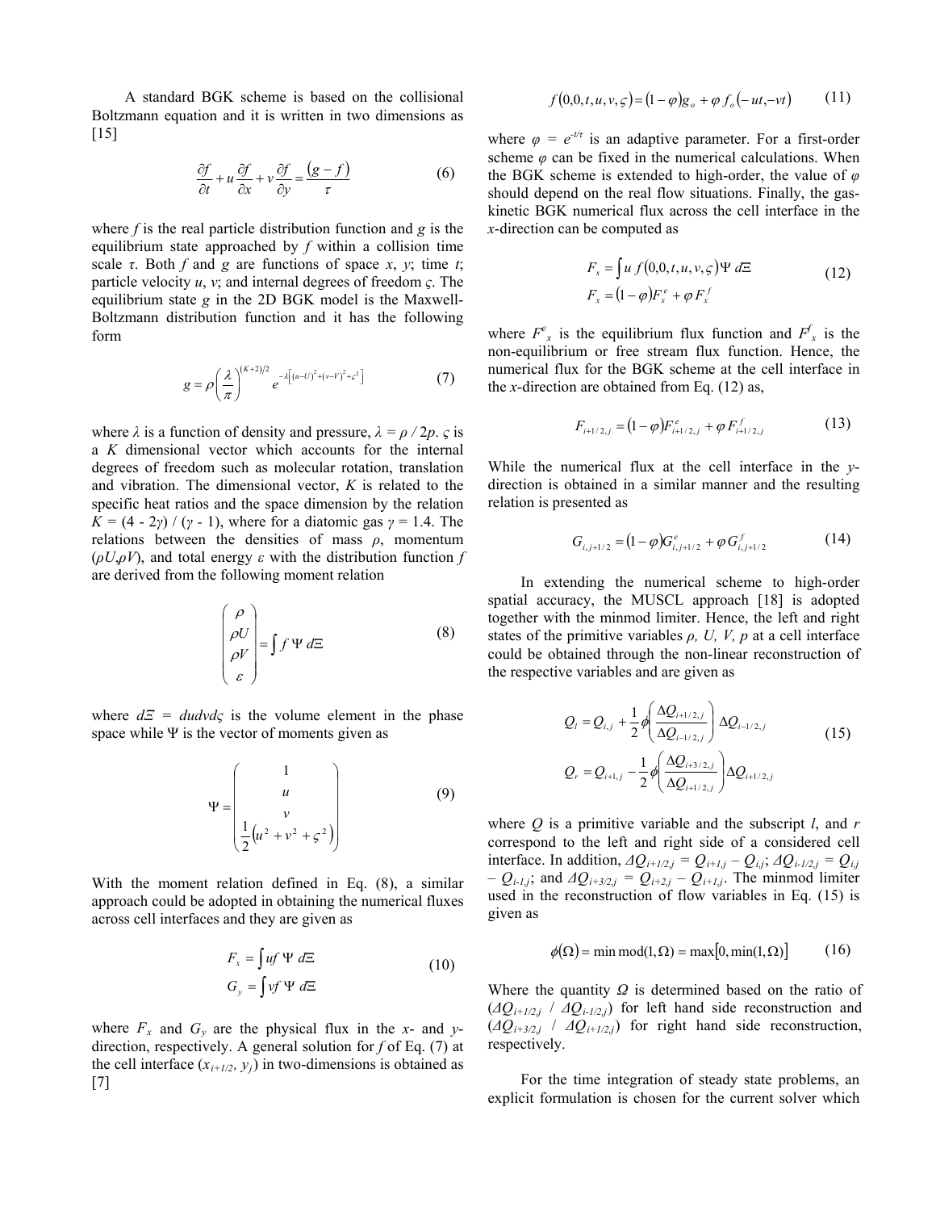A standard BGK scheme is based on the collisional Boltzmann equation and it is written in two dimensions as [15]

$$\frac{\partial f}{\partial t} + u\frac{\partial f}{\partial x} + v\frac{\partial f}{\partial y} = \frac{(g - f)}{\tau} \tag{6}$$

where $f$ is the real particle distribution function and $g$ is the equilibrium state approached by $f$ within a collision time scale $\tau$. Both $f$ and $g$ are functions of space $x$, $y$; time $t$; particle velocity $u$, $v$; and internal degrees of freedom $\varsigma$. The equilibrium state $g$ in the 2D BGK model is the Maxwell-Boltzmann distribution function and it has the following form

$$g = \rho\left(\frac{\lambda}{\pi}\right)^{(K+2)/2} e^{-\lambda\left[(u-U)^2 + (v-V)^2 + \varsigma^2\right]} \tag{7}$$

where $\lambda$ is a function of density and pressure, $\lambda = \rho / 2p$. $\varsigma$ is a $K$ dimensional vector which accounts for the internal degrees of freedom such as molecular rotation, translation and vibration. The dimensional vector, $K$ is related to the specific heat ratios and the space dimension by the relation $K = (4 - 2\gamma) / (\gamma - 1)$, where for a diatomic gas $\gamma = 1.4$. The relations between the densities of mass $\rho$, momentum ($\rho U$,$\rho V$), and total energy $\varepsilon$ with the distribution function $f$ are derived from the following moment relation

$$\begin{pmatrix} \rho \\ \rho U \\ \rho V \\ \varepsilon \end{pmatrix} = \int f \, \Psi \, d\Xi \tag{8}$$

where $d\Xi = dudvd\varsigma$ is the volume element in the phase space while $\Psi$ is the vector of moments given as

$$\Psi = \begin{pmatrix} 1 \\ u \\ v \\ \frac{1}{2}\left(u^2 + v^2 + \varsigma^2\right) \end{pmatrix} \tag{9}$$

With the moment relation defined in Eq. (8), a similar approach could be adopted in obtaining the numerical fluxes across cell interfaces and they are given as

$$\begin{aligned} F_x &= \int uf \, \Psi \, d\Xi \\ G_y &= \int vf \, \Psi \, d\Xi \end{aligned} \tag{10}$$

where $F_x$ and $G_y$ are the physical flux in the $x$- and $y$-direction, respectively. A general solution for $f$ of Eq. (7) at the cell interface ($x_{i+1/2}$, $y_j$) in two-dimensions is obtained as [7]

$$f(0,0,t,u,v,\varsigma) = (1-\varphi)g_o + \varphi \, f_o(-ut, -vt) \tag{11}$$

where $\varphi = e^{-t/\tau}$ is an adaptive parameter. For a first-order scheme $\varphi$ can be fixed in the numerical calculations. When the BGK scheme is extended to high-order, the value of $\varphi$ should depend on the real flow situations. Finally, the gas-kinetic BGK numerical flux across the cell interface in the $x$-direction can be computed as

$$\begin{aligned} F_x &= \int u \, f(0,0,t,u,v,\varsigma) \Psi \, d\Xi \\ F_x &= (1-\varphi)F_x^e + \varphi \, F_x^f \end{aligned} \tag{12}$$

where $F^e_x$ is the equilibrium flux function and $F^f_x$ is the non-equilibrium or free stream flux function. Hence, the numerical flux for the BGK scheme at the cell interface in the $x$-direction are obtained from Eq. (12) as,

$$F_{i+1/2,j} = (1-\varphi)F^e_{i+1/2,j} + \varphi \, F^f_{i+1/2,j} \tag{13}$$

While the numerical flux at the cell interface in the $y$-direction is obtained in a similar manner and the resulting relation is presented as

$$G_{i,j+1/2} = (1-\varphi)G^e_{i,j+1/2} + \varphi \, G^f_{i,j+1/2} \tag{14}$$

In extending the numerical scheme to high-order spatial accuracy, the MUSCL approach [18] is adopted together with the minmod limiter. Hence, the left and right states of the primitive variables $\rho$, $U$, $V$, $p$ at a cell interface could be obtained through the non-linear reconstruction of the respective variables and are given as

$$\begin{aligned} Q_l &= Q_{i,j} + \frac{1}{2}\phi\left(\frac{\Delta Q_{i+1/2,j}}{\Delta Q_{i-1/2,j}}\right)\Delta Q_{i-1/2,j} \\ Q_r &= Q_{i+1,j} - \frac{1}{2}\phi\left(\frac{\Delta Q_{i+3/2,j}}{\Delta Q_{i+1/2,j}}\right)\Delta Q_{i+1/2,j} \end{aligned} \tag{15}$$

where $Q$ is a primitive variable and the subscript $l$, and $r$ correspond to the left and right side of a considered cell interface. In addition, $\Delta Q_{i+1/2,j} = Q_{i+1,j} - Q_{i,j}$; $\Delta Q_{i-1/2,j} = Q_{i,j} - Q_{i-1,j}$; and $\Delta Q_{i+3/2,j} = Q_{i+2,j} - Q_{i+1,j}$. The minmod limiter used in the reconstruction of flow variables in Eq. (15) is given as

$$\phi(\Omega) = \min\text{mod}(1,\Omega) = \max[0, \min(1,\Omega)] \tag{16}$$

Where the quantity $\Omega$ is determined based on the ratio of ($\Delta Q_{i+1/2,j}$ / $\Delta Q_{i-1/2,j}$) for left hand side reconstruction and ($\Delta Q_{i+3/2,j}$ / $\Delta Q_{i+1/2,j}$) for right hand side reconstruction, respectively.

For the time integration of steady state problems, an explicit formulation is chosen for the current solver which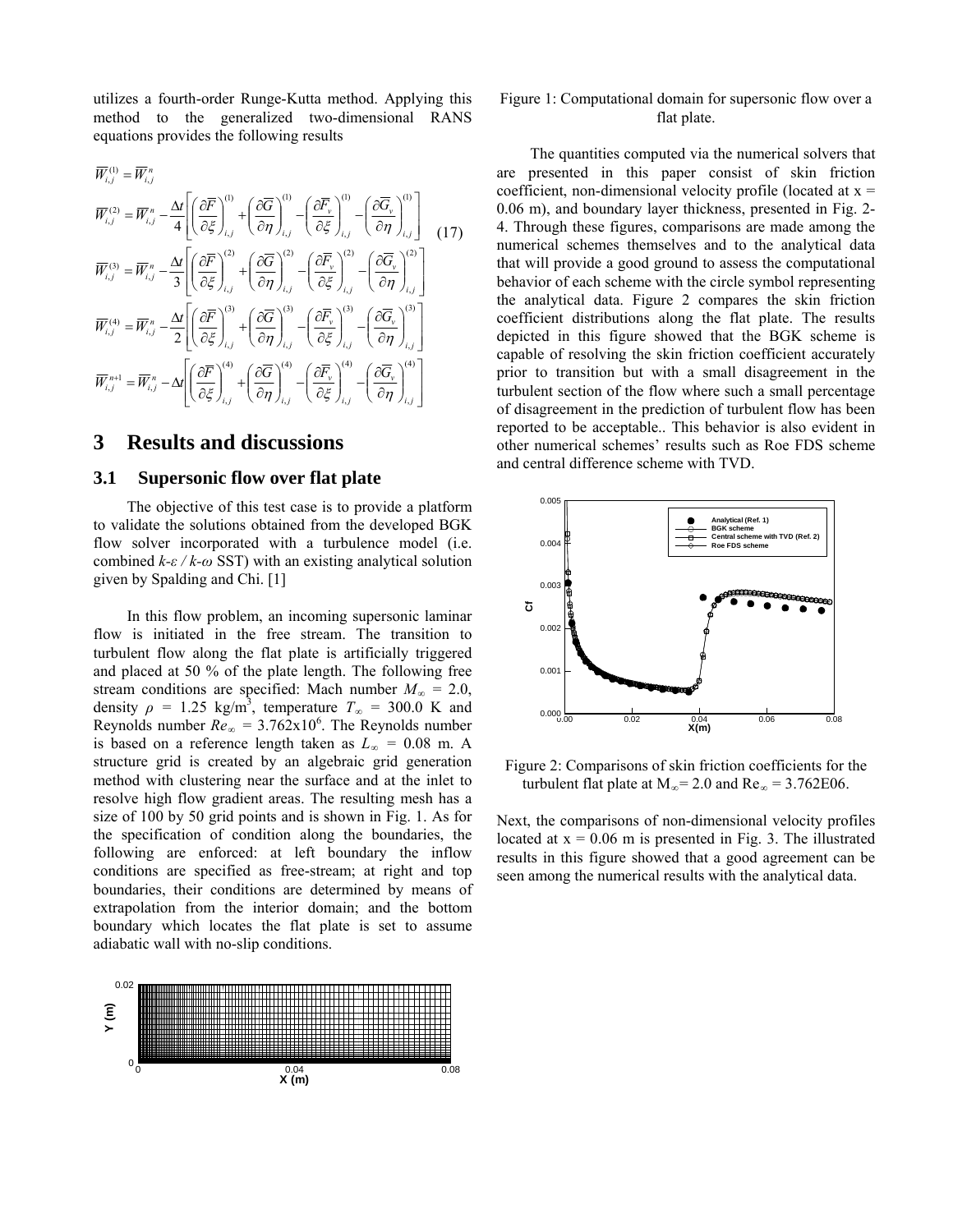utilizes a fourth-order Runge-Kutta method. Applying this method to the generalized two-dimensional RANS equations provides the following results

$$
\begin{aligned}
\overline{W}_{i,j}^{(1)} &= \overline{W}_{i,j}^{n} \\
\overline{W}_{i,j}^{(2)} &= \overline{W}_{i,j}^{n} - \frac{\Delta t}{4}\left[\left(\frac{\partial \overline{F}}{\partial \xi}\right)_{i,j}^{(1)} + \left(\frac{\partial \overline{G}}{\partial \eta}\right)_{i,j}^{(1)} - \left(\frac{\partial \overline{F}_v}{\partial \xi}\right)_{i,j}^{(1)} - \left(\frac{\partial \overline{G}_v}{\partial \eta}\right)_{i,j}^{(1)}\right] \\
\overline{W}_{i,j}^{(3)} &= \overline{W}_{i,j}^{n} - \frac{\Delta t}{3}\left[\left(\frac{\partial \overline{F}}{\partial \xi}\right)_{i,j}^{(2)} + \left(\frac{\partial \overline{G}}{\partial \eta}\right)_{i,j}^{(2)} - \left(\frac{\partial \overline{F}_v}{\partial \xi}\right)_{i,j}^{(2)} - \left(\frac{\partial \overline{G}_v}{\partial \eta}\right)_{i,j}^{(2)}\right] \\
\overline{W}_{i,j}^{(4)} &= \overline{W}_{i,j}^{n} - \frac{\Delta t}{2}\left[\left(\frac{\partial \overline{F}}{\partial \xi}\right)_{i,j}^{(3)} + \left(\frac{\partial \overline{G}}{\partial \eta}\right)_{i,j}^{(3)} - \left(\frac{\partial \overline{F}_v}{\partial \xi}\right)_{i,j}^{(3)} - \left(\frac{\partial \overline{G}_v}{\partial \eta}\right)_{i,j}^{(3)}\right] \\
\overline{W}_{i,j}^{n+1} &= \overline{W}_{i,j}^{n} - \Delta t\left[\left(\frac{\partial \overline{F}}{\partial \xi}\right)_{i,j}^{(4)} + \left(\frac{\partial \overline{G}}{\partial \eta}\right)_{i,j}^{(4)} - \left(\frac{\partial \overline{F}_v}{\partial \xi}\right)_{i,j}^{(4)} - \left(\frac{\partial \overline{G}_v}{\partial \eta}\right)_{i,j}^{(4)}\right]
\end{aligned}
\tag{17}
$$

# 3 Results and discussions

## 3.1 Supersonic flow over flat plate

The objective of this test case is to provide a platform to validate the solutions obtained from the developed BGK flow solver incorporated with a turbulence model (i.e. combined *k-ε / k-ω* SST) with an existing analytical solution given by Spalding and Chi. [1]

In this flow problem, an incoming supersonic laminar flow is initiated in the free stream. The transition to turbulent flow along the flat plate is artificially triggered and placed at 50 % of the plate length. The following free stream conditions are specified: Mach number $M_\infty$ = 2.0, density $\rho$ = 1.25 kg/m$^3$, temperature $T_\infty$ = 300.0 K and Reynolds number $Re_\infty$ = 3.762x10$^6$. The Reynolds number is based on a reference length taken as $L_\infty$ = 0.08 m. A structure grid is created by an algebraic grid generation method with clustering near the surface and at the inlet to resolve high flow gradient areas. The resulting mesh has a size of 100 by 50 grid points and is shown in Fig. 1. As for the specification of condition along the boundaries, the following are enforced: at left boundary the inflow conditions are specified as free-stream; at right and top boundaries, their conditions are determined by means of extrapolation from the interior domain; and the bottom boundary which locates the flat plate is set to assume adiabatic wall with no-slip conditions.

Figure 1: Computational domain for supersonic flow over a flat plate.

The quantities computed via the numerical solvers that are presented in this paper consist of skin friction coefficient, non-dimensional velocity profile (located at x = 0.06 m), and boundary layer thickness, presented in Fig. 2-4. Through these figures, comparisons are made among the numerical schemes themselves and to the analytical data that will provide a good ground to assess the computational behavior of each scheme with the circle symbol representing the analytical data. Figure 2 compares the skin friction coefficient distributions along the flat plate. The results depicted in this figure showed that the BGK scheme is capable of resolving the skin friction coefficient accurately prior to transition but with a small disagreement in the turbulent section of the flow where such a small percentage of disagreement in the prediction of turbulent flow has been reported to be acceptable.. This behavior is also evident in other numerical schemes' results such as Roe FDS scheme and central difference scheme with TVD.

Figure 2: Comparisons of skin friction coefficients for the turbulent flat plate at $M_\infty$= 2.0 and $Re_\infty$ = 3.762E06.

Next, the comparisons of non-dimensional velocity profiles located at x = 0.06 m is presented in Fig. 3. The illustrated results in this figure showed that a good agreement can be seen among the numerical results with the analytical data.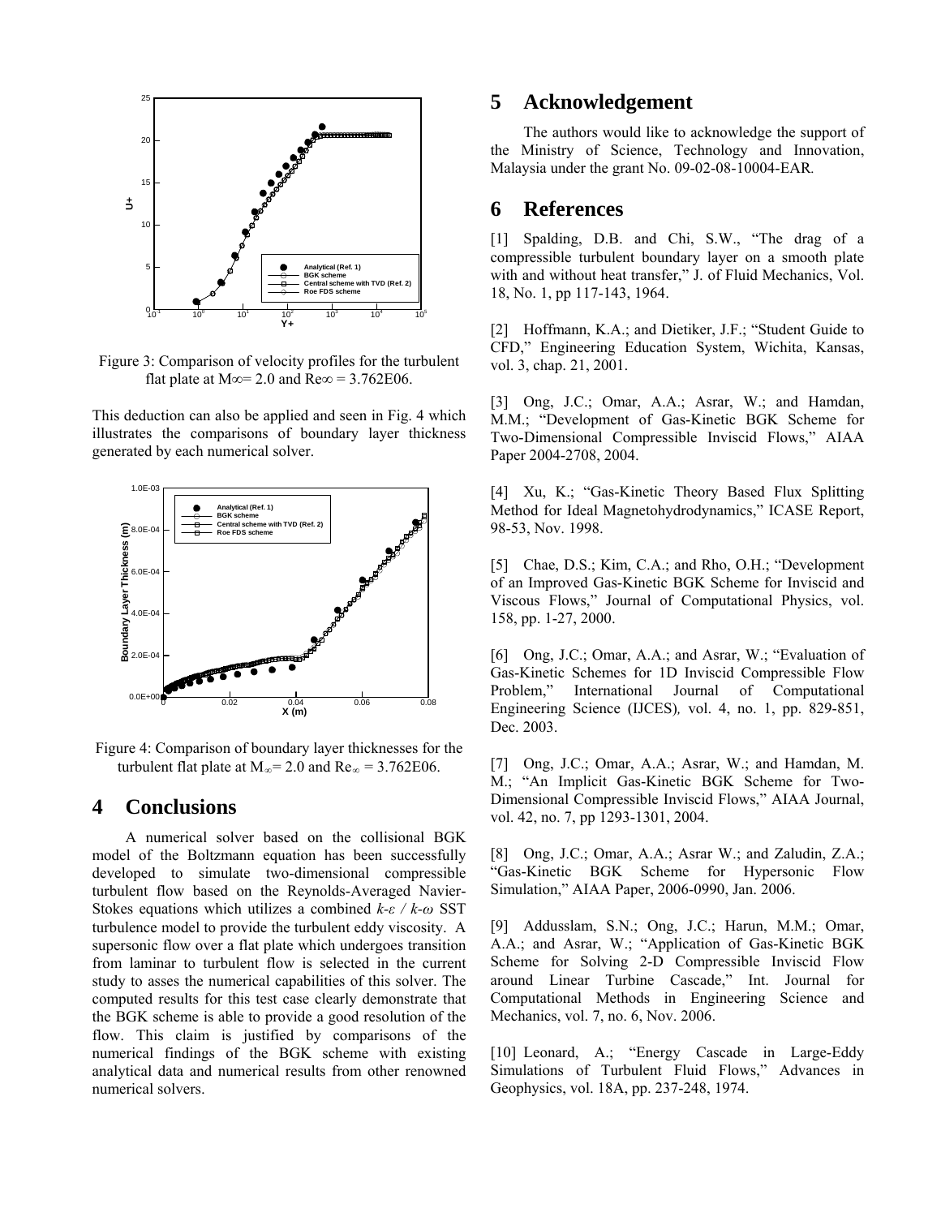Figure 3: Comparison of velocity profiles for the turbulent flat plate at $M_\infty$= 2.0 and $Re_\infty$ = 3.762E06.

This deduction can also be applied and seen in Fig. 4 which illustrates the comparisons of boundary layer thickness generated by each numerical solver.

Figure 4: Comparison of boundary layer thicknesses for the turbulent flat plate at $M_\infty$= 2.0 and $Re_\infty$ = 3.762E06.

## 4 Conclusions

A numerical solver based on the collisional BGK model of the Boltzmann equation has been successfully developed to simulate two-dimensional compressible turbulent flow based on the Reynolds-Averaged Navier-Stokes equations which utilizes a combined $k$-$\varepsilon$ / $k$-$\omega$ SST turbulence model to provide the turbulent eddy viscosity. A supersonic flow over a flat plate which undergoes transition from laminar to turbulent flow is selected in the current study to asses the numerical capabilities of this solver. The computed results for this test case clearly demonstrate that the BGK scheme is able to provide a good resolution of the flow. This claim is justified by comparisons of the numerical findings of the BGK scheme with existing analytical data and numerical results from other renowned numerical solvers.

## 5 Acknowledgement

The authors would like to acknowledge the support of the Ministry of Science, Technology and Innovation, Malaysia under the grant No. 09-02-08-10004-EAR.

## 6 References

[1] Spalding, D.B. and Chi, S.W., "The drag of a compressible turbulent boundary layer on a smooth plate with and without heat transfer," J. of Fluid Mechanics, Vol. 18, No. 1, pp 117-143, 1964.

[2] Hoffmann, K.A.; and Dietiker, J.F.; "Student Guide to CFD," Engineering Education System, Wichita, Kansas, vol. 3, chap. 21, 2001.

[3] Ong, J.C.; Omar, A.A.; Asrar, W.; and Hamdan, M.M.; "Development of Gas-Kinetic BGK Scheme for Two-Dimensional Compressible Inviscid Flows," AIAA Paper 2004-2708, 2004.

[4] Xu, K.; "Gas-Kinetic Theory Based Flux Splitting Method for Ideal Magnetohydrodynamics," ICASE Report, 98-53, Nov. 1998.

[5] Chae, D.S.; Kim, C.A.; and Rho, O.H.; "Development of an Improved Gas-Kinetic BGK Scheme for Inviscid and Viscous Flows," Journal of Computational Physics, vol. 158, pp. 1-27, 2000.

[6] Ong, J.C.; Omar, A.A.; and Asrar, W.; "Evaluation of Gas-Kinetic Schemes for 1D Inviscid Compressible Flow Problem," International Journal of Computational Engineering Science (IJCES), vol. 4, no. 1, pp. 829-851, Dec. 2003.

[7] Ong, J.C.; Omar, A.A.; Asrar, W.; and Hamdan, M. M.; "An Implicit Gas-Kinetic BGK Scheme for Two-Dimensional Compressible Inviscid Flows," AIAA Journal, vol. 42, no. 7, pp 1293-1301, 2004.

[8] Ong, J.C.; Omar, A.A.; Asrar W.; and Zaludin, Z.A.; "Gas-Kinetic BGK Scheme for Hypersonic Flow Simulation," AIAA Paper, 2006-0990, Jan. 2006.

[9] Addusslam, S.N.; Ong, J.C.; Harun, M.M.; Omar, A.A.; and Asrar, W.; "Application of Gas-Kinetic BGK Scheme for Solving 2-D Compressible Inviscid Flow around Linear Turbine Cascade," Int. Journal for Computational Methods in Engineering Science and Mechanics, vol. 7, no. 6, Nov. 2006.

[10] Leonard, A.; "Energy Cascade in Large-Eddy Simulations of Turbulent Fluid Flows," Advances in Geophysics, vol. 18A, pp. 237-248, 1974.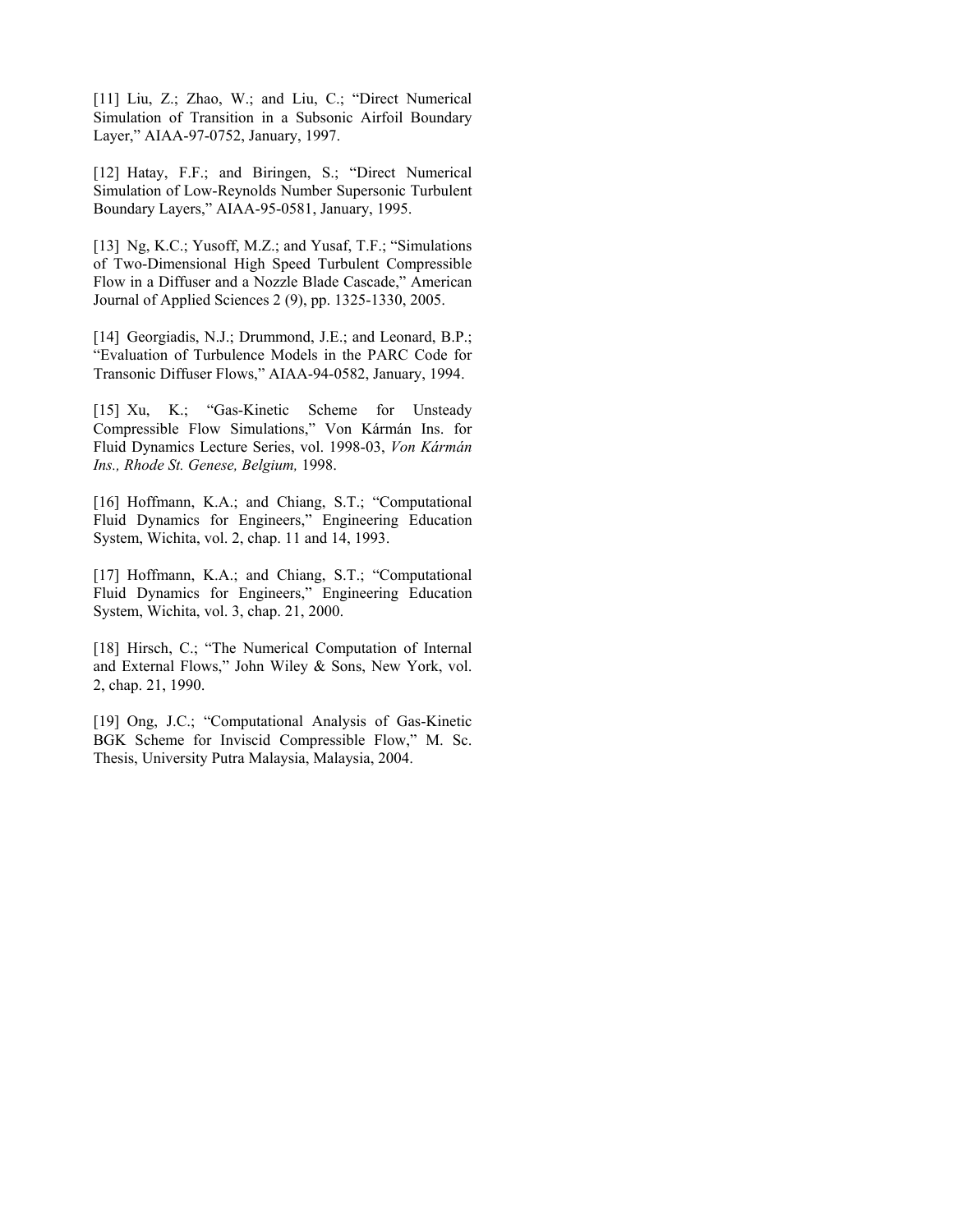[11] Liu, Z.; Zhao, W.; and Liu, C.; "Direct Numerical Simulation of Transition in a Subsonic Airfoil Boundary Layer," AIAA-97-0752, January, 1997.

[12] Hatay, F.F.; and Biringen, S.; "Direct Numerical Simulation of Low-Reynolds Number Supersonic Turbulent Boundary Layers," AIAA-95-0581, January, 1995.

[13] Ng, K.C.; Yusoff, M.Z.; and Yusaf, T.F.; "Simulations of Two-Dimensional High Speed Turbulent Compressible Flow in a Diffuser and a Nozzle Blade Cascade," American Journal of Applied Sciences 2 (9), pp. 1325-1330, 2005.

[14] Georgiadis, N.J.; Drummond, J.E.; and Leonard, B.P.; "Evaluation of Turbulence Models in the PARC Code for Transonic Diffuser Flows," AIAA-94-0582, January, 1994.

[15] Xu, K.; "Gas-Kinetic Scheme for Unsteady Compressible Flow Simulations," Von Kármán Ins. for Fluid Dynamics Lecture Series, vol. 1998-03, *Von Kármán Ins., Rhode St. Genese, Belgium,* 1998.

[16] Hoffmann, K.A.; and Chiang, S.T.; "Computational Fluid Dynamics for Engineers," Engineering Education System, Wichita, vol. 2, chap. 11 and 14, 1993.

[17] Hoffmann, K.A.; and Chiang, S.T.; "Computational Fluid Dynamics for Engineers," Engineering Education System, Wichita, vol. 3, chap. 21, 2000.

[18] Hirsch, C.; "The Numerical Computation of Internal and External Flows," John Wiley & Sons, New York, vol. 2, chap. 21, 1990.

[19] Ong, J.C.; "Computational Analysis of Gas-Kinetic BGK Scheme for Inviscid Compressible Flow," M. Sc. Thesis, University Putra Malaysia, Malaysia, 2004.